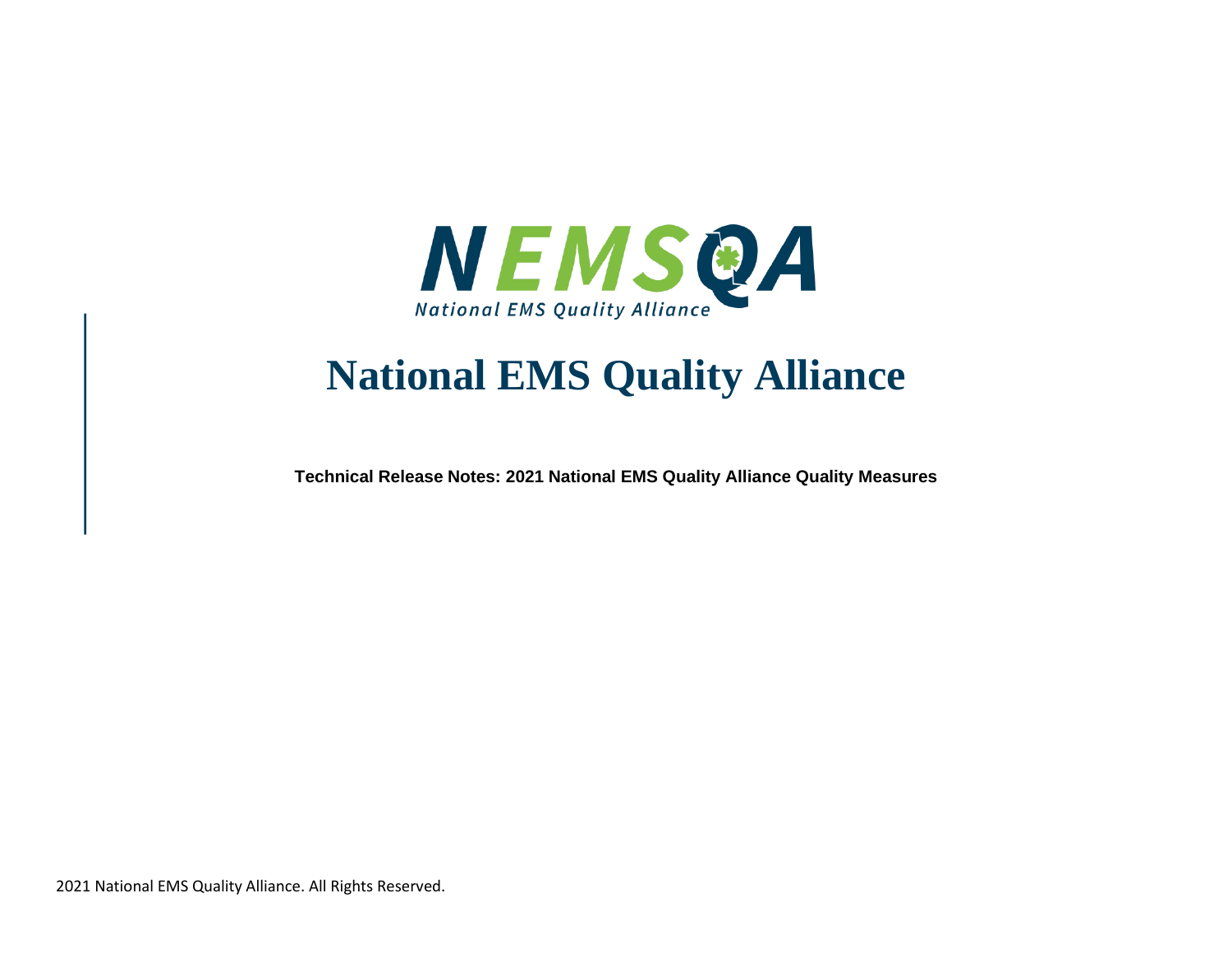# National EMS Quality Alliance

**Technical Release Notes: 2021 National EMS Quality Alliance Quality Measures**

2021 National EMS Quality Alliance. All Rights Reserved.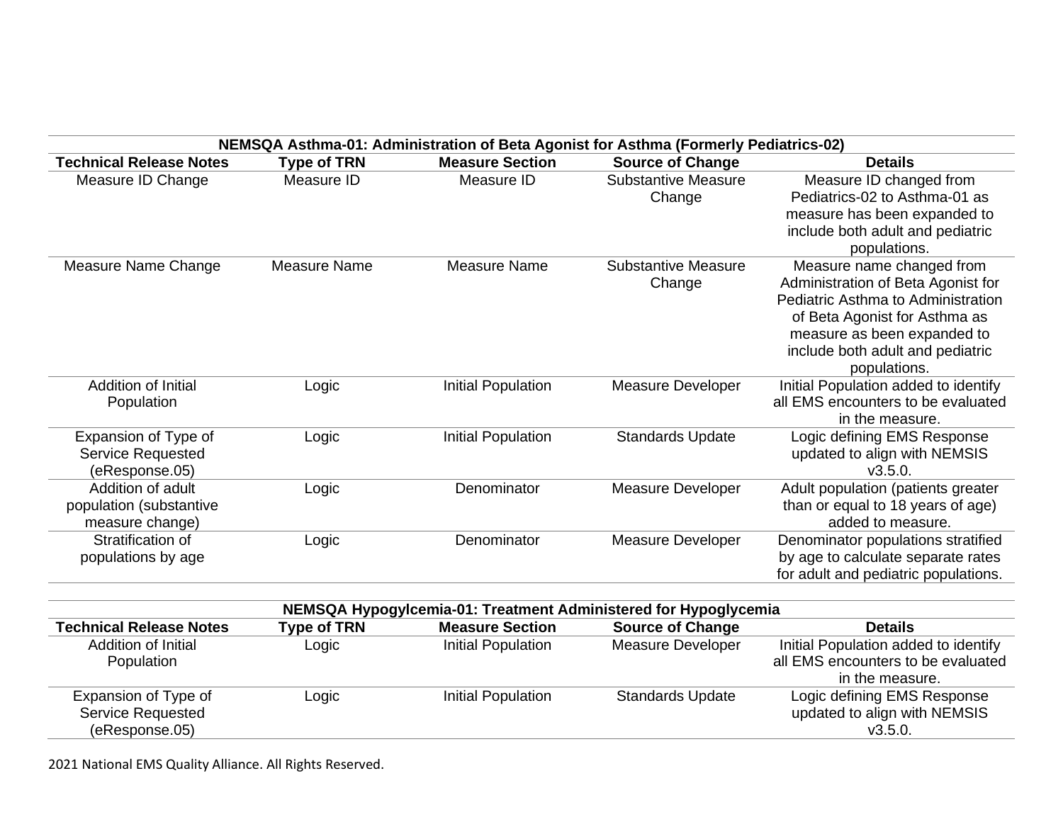| NEMSQA Asthma-01: Administration of Beta Agonist for Asthma (Formerly Pediatrics-02) | | | | |
|---|---|---|---|---|
| **Technical Release Notes** | **Type of TRN** | **Measure Section** | **Source of Change** | **Details** |
| Measure ID Change | Measure ID | Measure ID | Substantive Measure Change | Measure ID changed from Pediatrics-02 to Asthma-01 as measure has been expanded to include both adult and pediatric populations. |
| Measure Name Change | Measure Name | Measure Name | Substantive Measure Change | Measure name changed from Administration of Beta Agonist for Pediatric Asthma to Administration of Beta Agonist for Asthma as measure as been expanded to include both adult and pediatric populations. |
| Addition of Initial Population | Logic | Initial Population | Measure Developer | Initial Population added to identify all EMS encounters to be evaluated in the measure. |
| Expansion of Type of Service Requested (eResponse.05) | Logic | Initial Population | Standards Update | Logic defining EMS Response updated to align with NEMSIS v3.5.0. |
| Addition of adult population (substantive measure change) | Logic | Denominator | Measure Developer | Adult population (patients greater than or equal to 18 years of age) added to measure. |
| Stratification of populations by age | Logic | Denominator | Measure Developer | Denominator populations stratified by age to calculate separate rates for adult and pediatric populations. |

| NEMSQA Hypogylcemia-01: Treatment Administered for Hypoglycemia | | | | |
|---|---|---|---|---|
| **Technical Release Notes** | **Type of TRN** | **Measure Section** | **Source of Change** | **Details** |
| Addition of Initial Population | Logic | Initial Population | Measure Developer | Initial Population added to identify all EMS encounters to be evaluated in the measure. |
| Expansion of Type of Service Requested (eResponse.05) | Logic | Initial Population | Standards Update | Logic defining EMS Response updated to align with NEMSIS v3.5.0. |

2021 National EMS Quality Alliance. All Rights Reserved.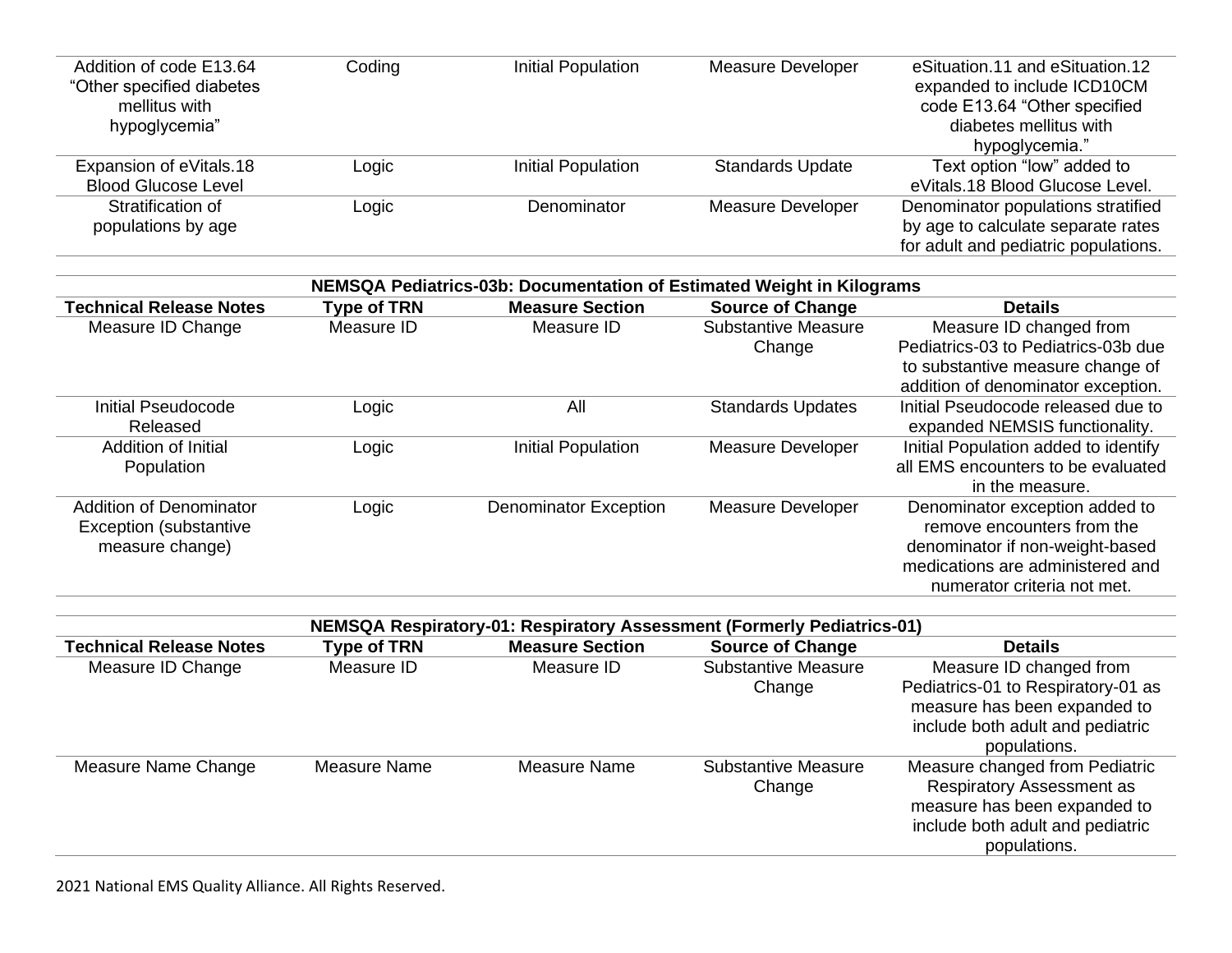| | | | | |
|---|---|---|---|---|
| Addition of code E13.64 "Other specified diabetes mellitus with hypoglycemia" | Coding | Initial Population | Measure Developer | eSituation.11 and eSituation.12 expanded to include ICD10CM code E13.64 "Other specified diabetes mellitus with hypoglycemia." |
| Expansion of eVitals.18 Blood Glucose Level | Logic | Initial Population | Standards Update | Text option "low" added to eVitals.18 Blood Glucose Level. |
| Stratification of populations by age | Logic | Denominator | Measure Developer | Denominator populations stratified by age to calculate separate rates for adult and pediatric populations. |

**NEMSQA Pediatrics-03b: Documentation of Estimated Weight in Kilograms**

| Technical Release Notes | Type of TRN | Measure Section | Source of Change | Details |
|---|---|---|---|---|
| Measure ID Change | Measure ID | Measure ID | Substantive Measure Change | Measure ID changed from Pediatrics-03 to Pediatrics-03b due to substantive measure change of addition of denominator exception. |
| Initial Pseudocode Released | Logic | All | Standards Updates | Initial Pseudocode released due to expanded NEMSIS functionality. |
| Addition of Initial Population | Logic | Initial Population | Measure Developer | Initial Population added to identify all EMS encounters to be evaluated in the measure. |
| Addition of Denominator Exception (substantive measure change) | Logic | Denominator Exception | Measure Developer | Denominator exception added to remove encounters from the denominator if non-weight-based medications are administered and numerator criteria not met. |

**NEMSQA Respiratory-01: Respiratory Assessment (Formerly Pediatrics-01)**

| Technical Release Notes | Type of TRN | Measure Section | Source of Change | Details |
|---|---|---|---|---|
| Measure ID Change | Measure ID | Measure ID | Substantive Measure Change | Measure ID changed from Pediatrics-01 to Respiratory-01 as measure has been expanded to include both adult and pediatric populations. |
| Measure Name Change | Measure Name | Measure Name | Substantive Measure Change | Measure changed from Pediatric Respiratory Assessment as measure has been expanded to include both adult and pediatric populations. |

2021 National EMS Quality Alliance. All Rights Reserved.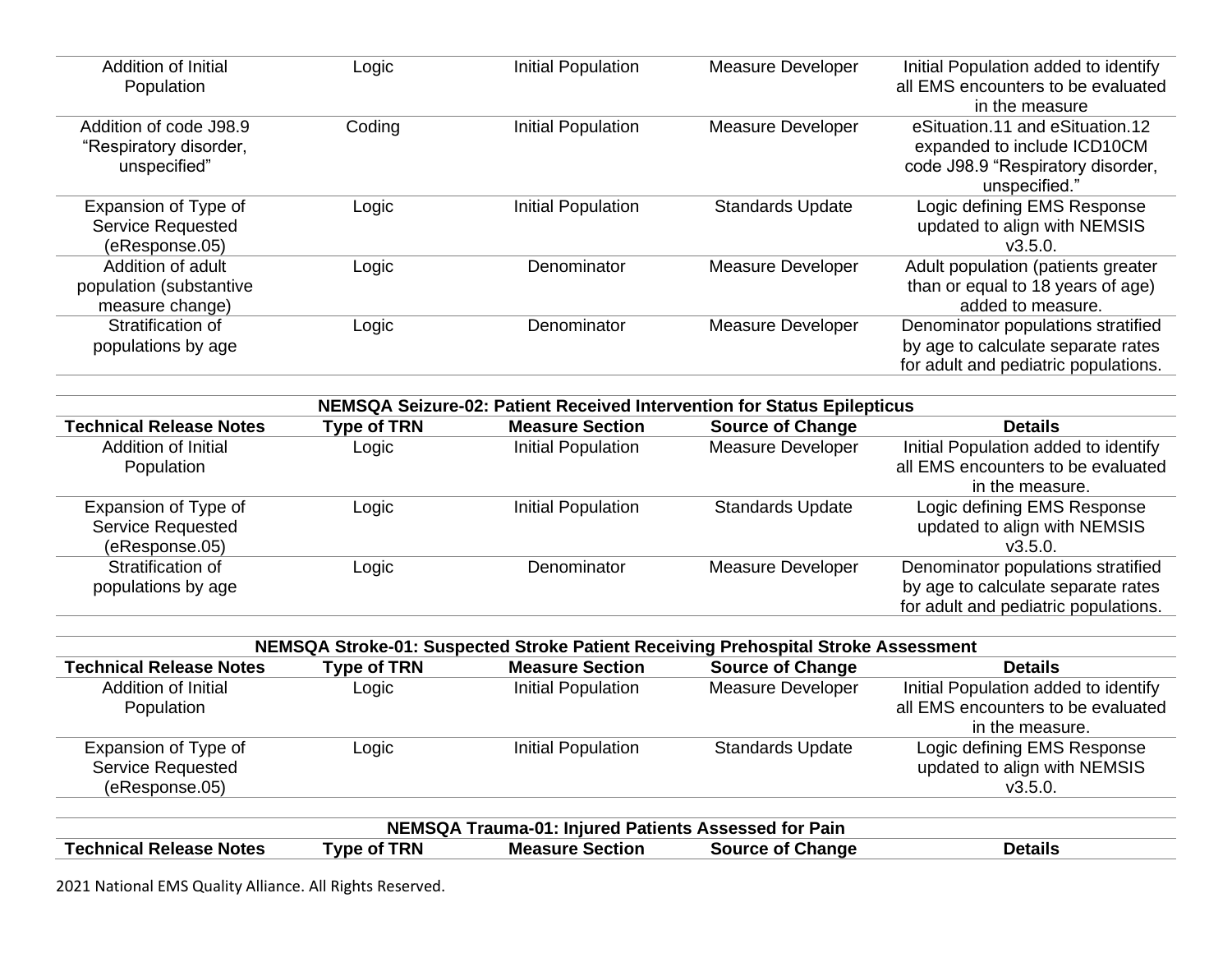| Technical Release Notes | Type of TRN | Measure Section | Source of Change | Details |
|---|---|---|---|---|
| Addition of Initial Population | Logic | Initial Population | Measure Developer | Initial Population added to identify all EMS encounters to be evaluated in the measure |
| Addition of code J98.9 "Respiratory disorder, unspecified" | Coding | Initial Population | Measure Developer | eSituation.11 and eSituation.12 expanded to include ICD10CM code J98.9 "Respiratory disorder, unspecified." |
| Expansion of Type of Service Requested (eResponse.05) | Logic | Initial Population | Standards Update | Logic defining EMS Response updated to align with NEMSIS v3.5.0. |
| Addition of adult population (substantive measure change) | Logic | Denominator | Measure Developer | Adult population (patients greater than or equal to 18 years of age) added to measure. |
| Stratification of populations by age | Logic | Denominator | Measure Developer | Denominator populations stratified by age to calculate separate rates for adult and pediatric populations. |

**NEMSQA Seizure-02: Patient Received Intervention for Status Epilepticus**

| Technical Release Notes | Type of TRN | Measure Section | Source of Change | Details |
|---|---|---|---|---|
| Addition of Initial Population | Logic | Initial Population | Measure Developer | Initial Population added to identify all EMS encounters to be evaluated in the measure. |
| Expansion of Type of Service Requested (eResponse.05) | Logic | Initial Population | Standards Update | Logic defining EMS Response updated to align with NEMSIS v3.5.0. |
| Stratification of populations by age | Logic | Denominator | Measure Developer | Denominator populations stratified by age to calculate separate rates for adult and pediatric populations. |

**NEMSQA Stroke-01: Suspected Stroke Patient Receiving Prehospital Stroke Assessment**

| Technical Release Notes | Type of TRN | Measure Section | Source of Change | Details |
|---|---|---|---|---|
| Addition of Initial Population | Logic | Initial Population | Measure Developer | Initial Population added to identify all EMS encounters to be evaluated in the measure. |
| Expansion of Type of Service Requested (eResponse.05) | Logic | Initial Population | Standards Update | Logic defining EMS Response updated to align with NEMSIS v3.5.0. |

**NEMSQA Trauma-01: Injured Patients Assessed for Pain**

| Technical Release Notes | Type of TRN | Measure Section | Source of Change | Details |
|---|---|---|---|---|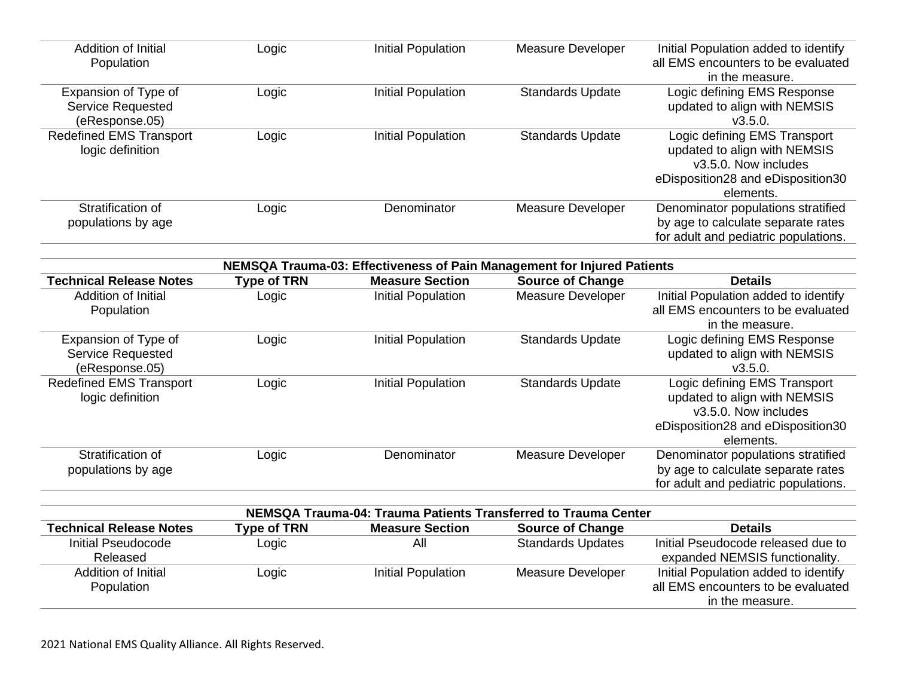| Technical Release Notes | Type of TRN | Measure Section | Source of Change | Details |
|---|---|---|---|---|
| Addition of Initial Population | Logic | Initial Population | Measure Developer | Initial Population added to identify all EMS encounters to be evaluated in the measure. |
| Expansion of Type of Service Requested (eResponse.05) | Logic | Initial Population | Standards Update | Logic defining EMS Response updated to align with NEMSIS v3.5.0. |
| Redefined EMS Transport logic definition | Logic | Initial Population | Standards Update | Logic defining EMS Transport updated to align with NEMSIS v3.5.0. Now includes eDisposition28 and eDisposition30 elements. |
| Stratification of populations by age | Logic | Denominator | Measure Developer | Denominator populations stratified by age to calculate separate rates for adult and pediatric populations. |

**NEMSQA Trauma-03: Effectiveness of Pain Management for Injured Patients**

| Technical Release Notes | Type of TRN | Measure Section | Source of Change | Details |
|---|---|---|---|---|
| Addition of Initial Population | Logic | Initial Population | Measure Developer | Initial Population added to identify all EMS encounters to be evaluated in the measure. |
| Expansion of Type of Service Requested (eResponse.05) | Logic | Initial Population | Standards Update | Logic defining EMS Response updated to align with NEMSIS v3.5.0. |
| Redefined EMS Transport logic definition | Logic | Initial Population | Standards Update | Logic defining EMS Transport updated to align with NEMSIS v3.5.0. Now includes eDisposition28 and eDisposition30 elements. |
| Stratification of populations by age | Logic | Denominator | Measure Developer | Denominator populations stratified by age to calculate separate rates for adult and pediatric populations. |

**NEMSQA Trauma-04: Trauma Patients Transferred to Trauma Center**

| Technical Release Notes | Type of TRN | Measure Section | Source of Change | Details |
|---|---|---|---|---|
| Initial Pseudocode Released | Logic | All | Standards Updates | Initial Pseudocode released due to expanded NEMSIS functionality. |
| Addition of Initial Population | Logic | Initial Population | Measure Developer | Initial Population added to identify all EMS encounters to be evaluated in the measure. |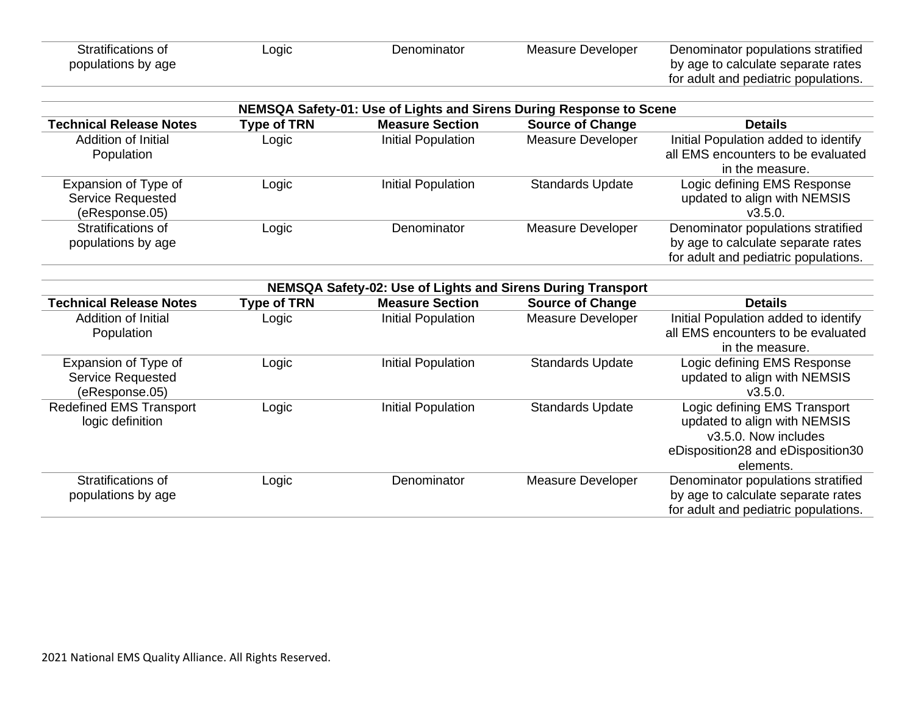| | | | | |
|---|---|---|---|---|
| Stratifications of populations by age | Logic | Denominator | Measure Developer | Denominator populations stratified by age to calculate separate rates for adult and pediatric populations. |

**NEMSQA Safety-01: Use of Lights and Sirens During Response to Scene**

| Technical Release Notes | Type of TRN | Measure Section | Source of Change | Details |
|---|---|---|---|---|
| Addition of Initial Population | Logic | Initial Population | Measure Developer | Initial Population added to identify all EMS encounters to be evaluated in the measure. |
| Expansion of Type of Service Requested (eResponse.05) | Logic | Initial Population | Standards Update | Logic defining EMS Response updated to align with NEMSIS v3.5.0. |
| Stratifications of populations by age | Logic | Denominator | Measure Developer | Denominator populations stratified by age to calculate separate rates for adult and pediatric populations. |

**NEMSQA Safety-02: Use of Lights and Sirens During Transport**

| Technical Release Notes | Type of TRN | Measure Section | Source of Change | Details |
|---|---|---|---|---|
| Addition of Initial Population | Logic | Initial Population | Measure Developer | Initial Population added to identify all EMS encounters to be evaluated in the measure. |
| Expansion of Type of Service Requested (eResponse.05) | Logic | Initial Population | Standards Update | Logic defining EMS Response updated to align with NEMSIS v3.5.0. |
| Redefined EMS Transport logic definition | Logic | Initial Population | Standards Update | Logic defining EMS Transport updated to align with NEMSIS v3.5.0. Now includes eDisposition28 and eDisposition30 elements. |
| Stratifications of populations by age | Logic | Denominator | Measure Developer | Denominator populations stratified by age to calculate separate rates for adult and pediatric populations. |